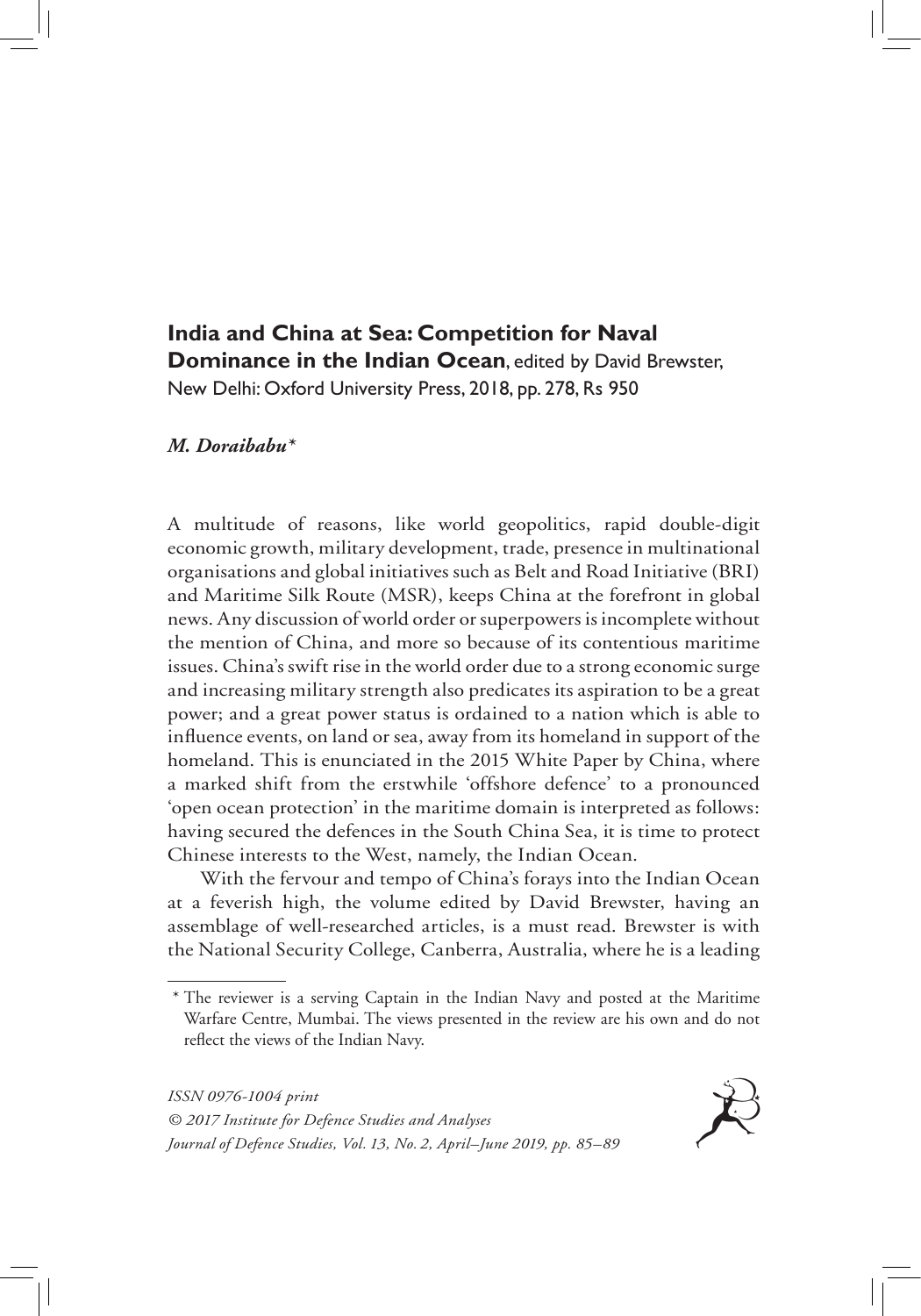**India and China at Sea: Competition for Naval Dominance in the Indian Ocean**, edited by David Brewster, New Delhi: Oxford University Press, 2018, pp. 278, Rs 950

***M. Doraibabu****

A multitude of reasons, like world geopolitics, rapid double-digit economic growth, military development, trade, presence in multinational organisations and global initiatives such as Belt and Road Initiative (BRI) and Maritime Silk Route (MSR), keeps China at the forefront in global news. Any discussion of world order or superpowers is incomplete without the mention of China, and more so because of its contentious maritime issues. China's swift rise in the world order due to a strong economic surge and increasing military strength also predicates its aspiration to be a great power; and a great power status is ordained to a nation which is able to influence events, on land or sea, away from its homeland in support of the homeland. This is enunciated in the 2015 White Paper by China, where a marked shift from the erstwhile 'offshore defence' to a pronounced 'open ocean protection' in the maritime domain is interpreted as follows: having secured the defences in the South China Sea, it is time to protect Chinese interests to the West, namely, the Indian Ocean.

With the fervour and tempo of China's forays into the Indian Ocean at a feverish high, the volume edited by David Brewster, having an assemblage of well-researched articles, is a must read. Brewster is with the National Security College, Canberra, Australia, where he is a leading

---

\* The reviewer is a serving Captain in the Indian Navy and posted at the Maritime Warfare Centre, Mumbai. The views presented in the review are his own and do not reflect the views of the Indian Navy.

*ISSN 0976-1004 print*
*© 2017 Institute for Defence Studies and Analyses*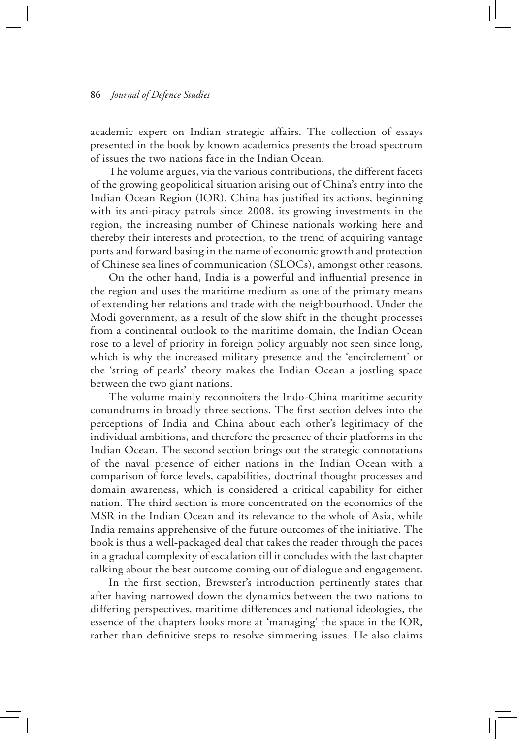academic expert on Indian strategic affairs. The collection of essays presented in the book by known academics presents the broad spectrum of issues the two nations face in the Indian Ocean.

The volume argues, via the various contributions, the different facets of the growing geopolitical situation arising out of China's entry into the Indian Ocean Region (IOR). China has justified its actions, beginning with its anti-piracy patrols since 2008, its growing investments in the region, the increasing number of Chinese nationals working here and thereby their interests and protection, to the trend of acquiring vantage ports and forward basing in the name of economic growth and protection of Chinese sea lines of communication (SLOCs), amongst other reasons.

On the other hand, India is a powerful and influential presence in the region and uses the maritime medium as one of the primary means of extending her relations and trade with the neighbourhood. Under the Modi government, as a result of the slow shift in the thought processes from a continental outlook to the maritime domain, the Indian Ocean rose to a level of priority in foreign policy arguably not seen since long, which is why the increased military presence and the 'encirclement' or the 'string of pearls' theory makes the Indian Ocean a jostling space between the two giant nations.

The volume mainly reconnoiters the Indo-China maritime security conundrums in broadly three sections. The first section delves into the perceptions of India and China about each other's legitimacy of the individual ambitions, and therefore the presence of their platforms in the Indian Ocean. The second section brings out the strategic connotations of the naval presence of either nations in the Indian Ocean with a comparison of force levels, capabilities, doctrinal thought processes and domain awareness, which is considered a critical capability for either nation. The third section is more concentrated on the economics of the MSR in the Indian Ocean and its relevance to the whole of Asia, while India remains apprehensive of the future outcomes of the initiative. The book is thus a well-packaged deal that takes the reader through the paces in a gradual complexity of escalation till it concludes with the last chapter talking about the best outcome coming out of dialogue and engagement.

In the first section, Brewster's introduction pertinently states that after having narrowed down the dynamics between the two nations to differing perspectives, maritime differences and national ideologies, the essence of the chapters looks more at 'managing' the space in the IOR, rather than definitive steps to resolve simmering issues. He also claims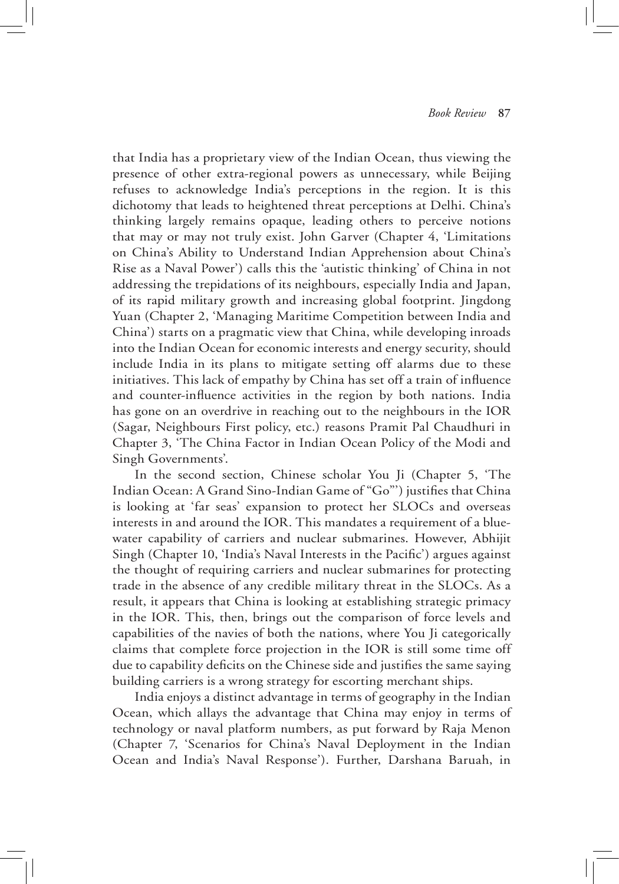that India has a proprietary view of the Indian Ocean, thus viewing the presence of other extra-regional powers as unnecessary, while Beijing refuses to acknowledge India's perceptions in the region. It is this dichotomy that leads to heightened threat perceptions at Delhi. China's thinking largely remains opaque, leading others to perceive notions that may or may not truly exist. John Garver (Chapter 4, 'Limitations on China's Ability to Understand Indian Apprehension about China's Rise as a Naval Power') calls this the 'autistic thinking' of China in not addressing the trepidations of its neighbours, especially India and Japan, of its rapid military growth and increasing global footprint. Jingdong Yuan (Chapter 2, 'Managing Maritime Competition between India and China') starts on a pragmatic view that China, while developing inroads into the Indian Ocean for economic interests and energy security, should include India in its plans to mitigate setting off alarms due to these initiatives. This lack of empathy by China has set off a train of influence and counter-influence activities in the region by both nations. India has gone on an overdrive in reaching out to the neighbours in the IOR (Sagar, Neighbours First policy, etc.) reasons Pramit Pal Chaudhuri in Chapter 3, 'The China Factor in Indian Ocean Policy of the Modi and Singh Governments'.

In the second section, Chinese scholar You Ji (Chapter 5, 'The Indian Ocean: A Grand Sino-Indian Game of "Go"') justifies that China is looking at 'far seas' expansion to protect her SLOCs and overseas interests in and around the IOR. This mandates a requirement of a blue-water capability of carriers and nuclear submarines. However, Abhijit Singh (Chapter 10, 'India's Naval Interests in the Pacific') argues against the thought of requiring carriers and nuclear submarines for protecting trade in the absence of any credible military threat in the SLOCs. As a result, it appears that China is looking at establishing strategic primacy in the IOR. This, then, brings out the comparison of force levels and capabilities of the navies of both the nations, where You Ji categorically claims that complete force projection in the IOR is still some time off due to capability deficits on the Chinese side and justifies the same saying building carriers is a wrong strategy for escorting merchant ships.

India enjoys a distinct advantage in terms of geography in the Indian Ocean, which allays the advantage that China may enjoy in terms of technology or naval platform numbers, as put forward by Raja Menon (Chapter 7, 'Scenarios for China's Naval Deployment in the Indian Ocean and India's Naval Response'). Further, Darshana Baruah, in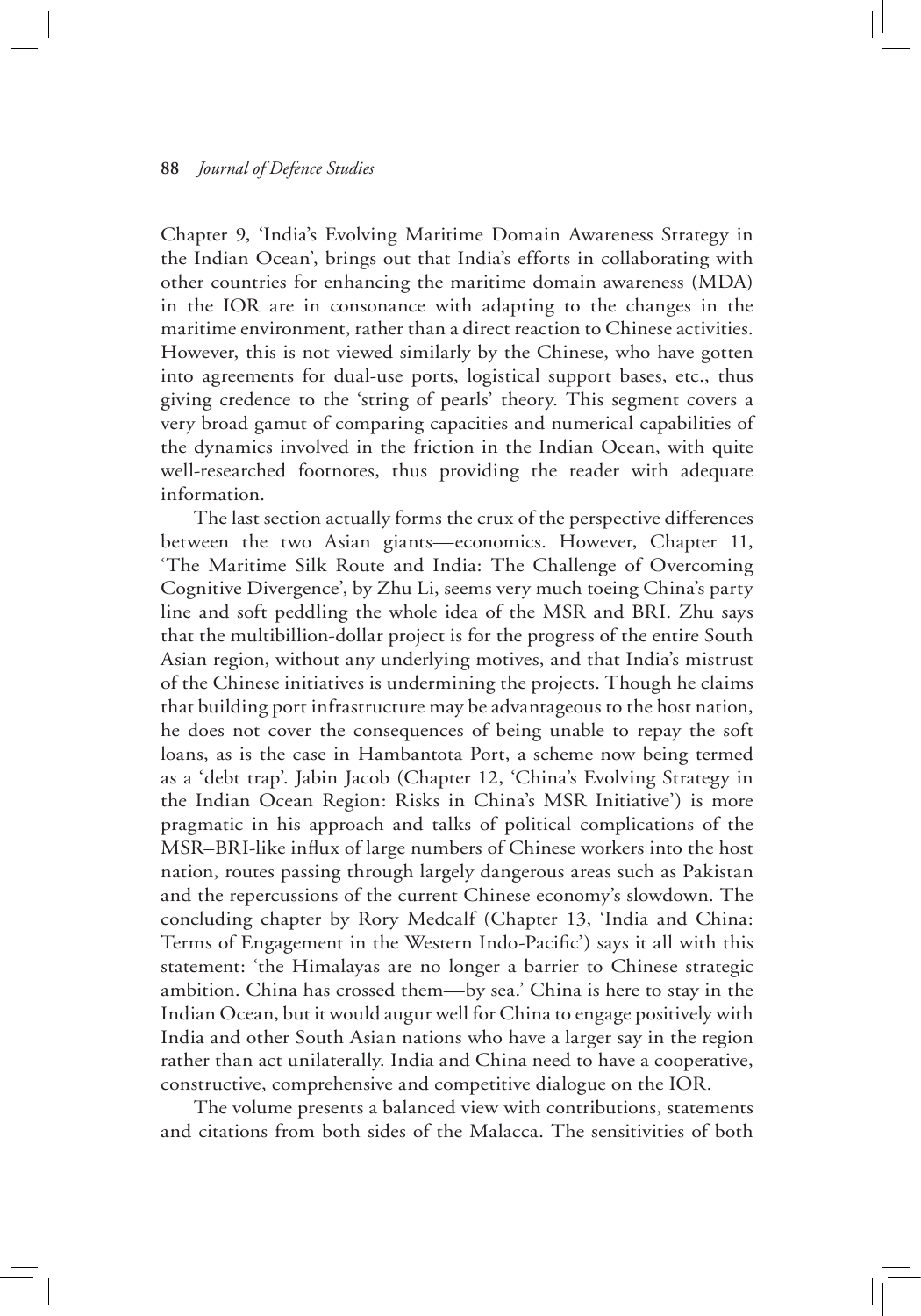Chapter 9, 'India's Evolving Maritime Domain Awareness Strategy in the Indian Ocean', brings out that India's efforts in collaborating with other countries for enhancing the maritime domain awareness (MDA) in the IOR are in consonance with adapting to the changes in the maritime environment, rather than a direct reaction to Chinese activities. However, this is not viewed similarly by the Chinese, who have gotten into agreements for dual-use ports, logistical support bases, etc., thus giving credence to the 'string of pearls' theory. This segment covers a very broad gamut of comparing capacities and numerical capabilities of the dynamics involved in the friction in the Indian Ocean, with quite well-researched footnotes, thus providing the reader with adequate information.

The last section actually forms the crux of the perspective differences between the two Asian giants—economics. However, Chapter 11, 'The Maritime Silk Route and India: The Challenge of Overcoming Cognitive Divergence', by Zhu Li, seems very much toeing China's party line and soft peddling the whole idea of the MSR and BRI. Zhu says that the multibillion-dollar project is for the progress of the entire South Asian region, without any underlying motives, and that India's mistrust of the Chinese initiatives is undermining the projects. Though he claims that building port infrastructure may be advantageous to the host nation, he does not cover the consequences of being unable to repay the soft loans, as is the case in Hambantota Port, a scheme now being termed as a 'debt trap'. Jabin Jacob (Chapter 12, 'China's Evolving Strategy in the Indian Ocean Region: Risks in China's MSR Initiative') is more pragmatic in his approach and talks of political complications of the MSR–BRI-like influx of large numbers of Chinese workers into the host nation, routes passing through largely dangerous areas such as Pakistan and the repercussions of the current Chinese economy's slowdown. The concluding chapter by Rory Medcalf (Chapter 13, 'India and China: Terms of Engagement in the Western Indo-Pacific') says it all with this statement: 'the Himalayas are no longer a barrier to Chinese strategic ambition. China has crossed them—by sea.' China is here to stay in the Indian Ocean, but it would augur well for China to engage positively with India and other South Asian nations who have a larger say in the region rather than act unilaterally. India and China need to have a cooperative, constructive, comprehensive and competitive dialogue on the IOR.

The volume presents a balanced view with contributions, statements and citations from both sides of the Malacca. The sensitivities of both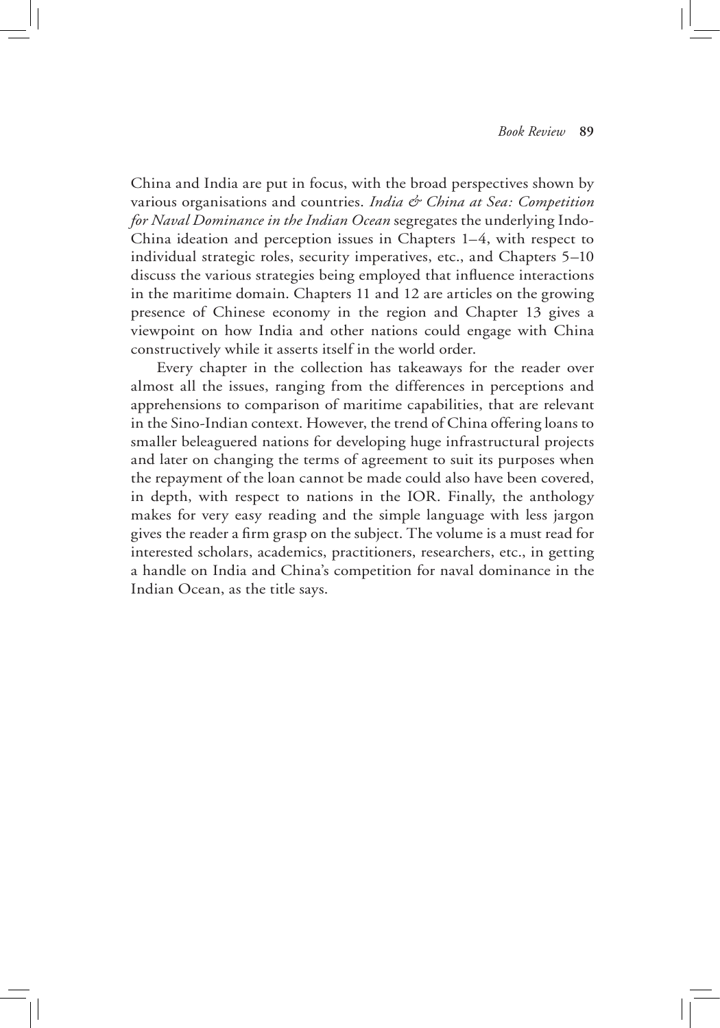China and India are put in focus, with the broad perspectives shown by various organisations and countries. *India & China at Sea: Competition for Naval Dominance in the Indian Ocean* segregates the underlying Indo-China ideation and perception issues in Chapters 1–4, with respect to individual strategic roles, security imperatives, etc., and Chapters 5–10 discuss the various strategies being employed that influence interactions in the maritime domain. Chapters 11 and 12 are articles on the growing presence of Chinese economy in the region and Chapter 13 gives a viewpoint on how India and other nations could engage with China constructively while it asserts itself in the world order.

Every chapter in the collection has takeaways for the reader over almost all the issues, ranging from the differences in perceptions and apprehensions to comparison of maritime capabilities, that are relevant in the Sino-Indian context. However, the trend of China offering loans to smaller beleaguered nations for developing huge infrastructural projects and later on changing the terms of agreement to suit its purposes when the repayment of the loan cannot be made could also have been covered, in depth, with respect to nations in the IOR. Finally, the anthology makes for very easy reading and the simple language with less jargon gives the reader a firm grasp on the subject. The volume is a must read for interested scholars, academics, practitioners, researchers, etc., in getting a handle on India and China's competition for naval dominance in the Indian Ocean, as the title says.